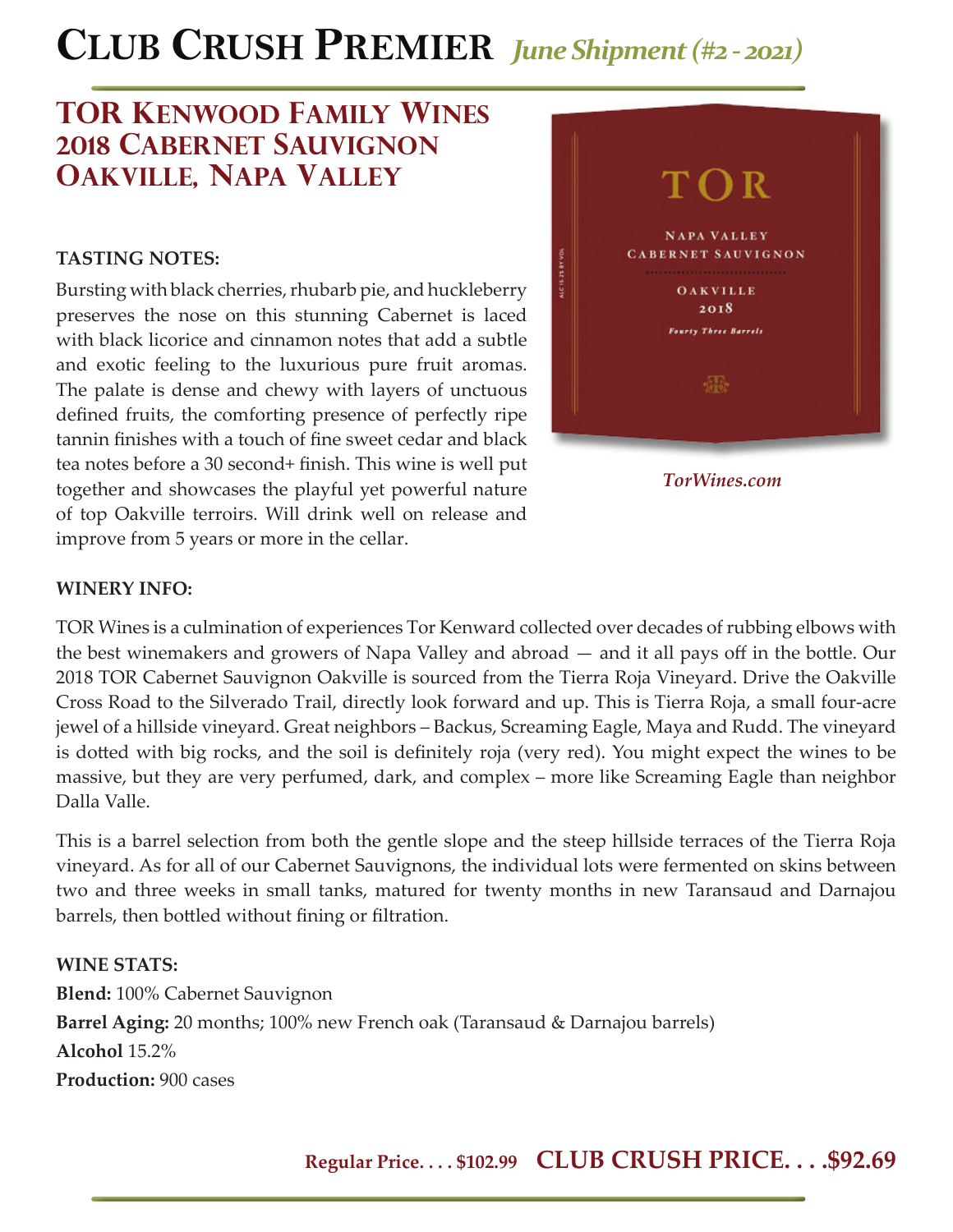# Club Crush Premier *June Shipment (#2 - 2021)*

## TOR Kenwood Family Wines 2018 Cabernet Sauvignon Oakville, Napa Valley

**TASTING NOTES:**

Bursting with black cherries, rhubarb pie, and huckleberry preserves the nose on this stunning Cabernet is laced with black licorice and cinnamon notes that add a subtle and exotic feeling to the luxurious pure fruit aromas. The palate is dense and chewy with layers of unctuous defined fruits, the comforting presence of perfectly ripe tannin finishes with a touch of fine sweet cedar and black tea notes before a 30 second+ finish. This wine is well put together and showcases the playful yet powerful nature of top Oakville terroirs. Will drink well on release and improve from 5 years or more in the cellar.

*TorWines.com*

**WINERY INFO:**

TOR Wines is a culmination of experiences Tor Kenward collected over decades of rubbing elbows with the best winemakers and growers of Napa Valley and abroad — and it all pays off in the bottle. Our 2018 TOR Cabernet Sauvignon Oakville is sourced from the Tierra Roja Vineyard. Drive the Oakville Cross Road to the Silverado Trail, directly look forward and up. This is Tierra Roja, a small four-acre jewel of a hillside vineyard. Great neighbors – Backus, Screaming Eagle, Maya and Rudd. The vineyard is dotted with big rocks, and the soil is definitely roja (very red). You might expect the wines to be massive, but they are very perfumed, dark, and complex – more like Screaming Eagle than neighbor Dalla Valle.

This is a barrel selection from both the gentle slope and the steep hillside terraces of the Tierra Roja vineyard. As for all of our Cabernet Sauvignons, the individual lots were fermented on skins between two and three weeks in small tanks, matured for twenty months in new Taransaud and Darnajou barrels, then bottled without fining or filtration.

**WINE STATS:**

**Blend:** 100% Cabernet Sauvignon
**Barrel Aging:** 20 months; 100% new French oak (Taransaud & Darnajou barrels)
**Alcohol** 15.2%
**Production:** 900 cases

**Regular Price. . . . $102.99 CLUB CRUSH PRICE. . . .$92.69**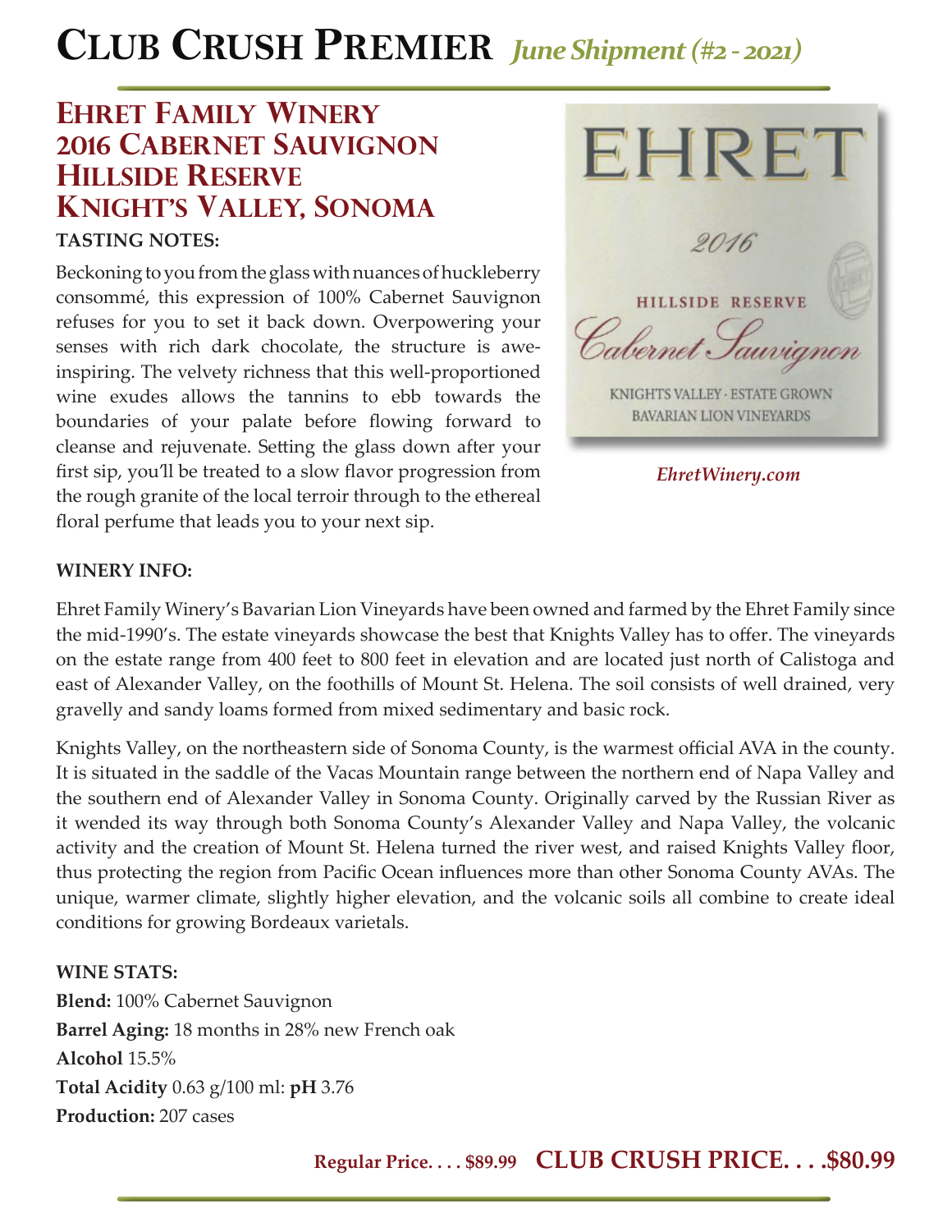# Club Crush Premier *June Shipment (#2 - 2021)*

## Ehret Family Winery 2016 Cabernet Sauvignon Hillside Reserve Knight's Valley, Sonoma

**TASTING NOTES:**

Beckoning to you from the glass with nuances of huckleberry consommé, this expression of 100% Cabernet Sauvignon refuses for you to set it back down. Overpowering your senses with rich dark chocolate, the structure is awe-inspiring. The velvety richness that this well-proportioned wine exudes allows the tannins to ebb towards the boundaries of your palate before flowing forward to cleanse and rejuvenate. Setting the glass down after your first sip, you'll be treated to a slow flavor progression from the rough granite of the local terroir through to the ethereal floral perfume that leads you to your next sip.

EHRET
2016
HILLSIDE RESERVE
Cabernet Sauvignon
KNIGHTS VALLEY · ESTATE GROWN
BAVARIAN LION VINEYARDS

*EhretWinery.com*

**WINERY INFO:**

Ehret Family Winery's Bavarian Lion Vineyards have been owned and farmed by the Ehret Family since the mid-1990's. The estate vineyards showcase the best that Knights Valley has to offer. The vineyards on the estate range from 400 feet to 800 feet in elevation and are located just north of Calistoga and east of Alexander Valley, on the foothills of Mount St. Helena. The soil consists of well drained, very gravelly and sandy loams formed from mixed sedimentary and basic rock.

Knights Valley, on the northeastern side of Sonoma County, is the warmest official AVA in the county. It is situated in the saddle of the Vacas Mountain range between the northern end of Napa Valley and the southern end of Alexander Valley in Sonoma County. Originally carved by the Russian River as it wended its way through both Sonoma County's Alexander Valley and Napa Valley, the volcanic activity and the creation of Mount St. Helena turned the river west, and raised Knights Valley floor, thus protecting the region from Pacific Ocean influences more than other Sonoma County AVAs. The unique, warmer climate, slightly higher elevation, and the volcanic soils all combine to create ideal conditions for growing Bordeaux varietals.

**WINE STATS:**

**Blend:** 100% Cabernet Sauvignon
**Barrel Aging:** 18 months in 28% new French oak
**Alcohol** 15.5%
**Total Acidity** 0.63 g/100 ml: **pH** 3.76
**Production:** 207 cases

**Regular Price. . . . $89.99** **CLUB CRUSH PRICE. . . .$80.99**